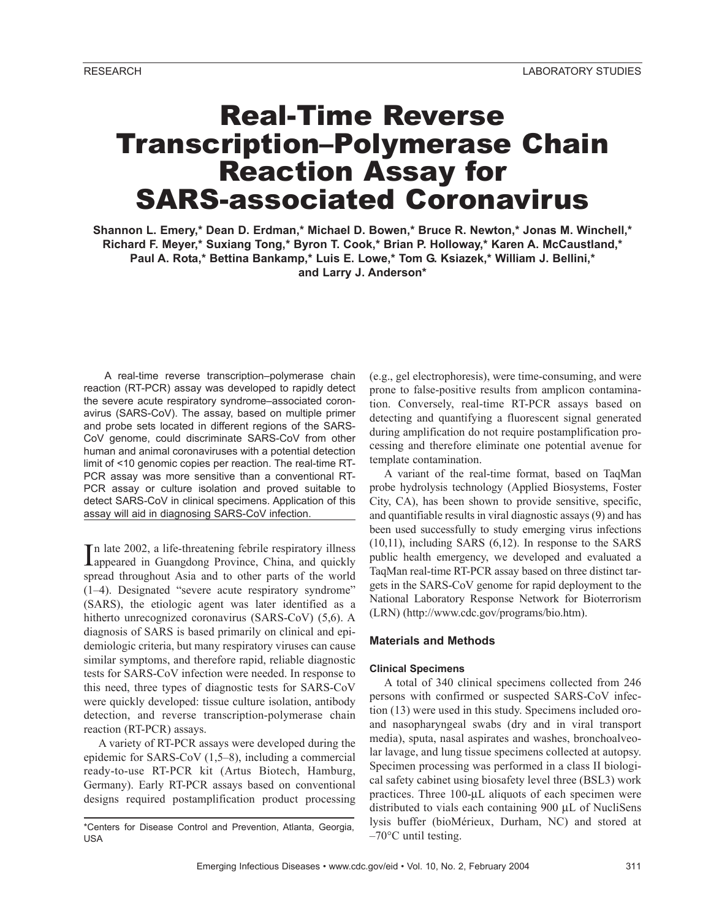RESEARCH

LABORATORY STUDIES

# Real-Time Reverse Transcription–Polymerase Chain Reaction Assay for SARS-associated Coronavirus

**Shannon L. Emery,\* Dean D. Erdman,\* Michael D. Bowen,\* Bruce R. Newton,\* Jonas M. Winchell,\* Richard F. Meyer,\* Suxiang Tong,\* Byron T. Cook,\* Brian P. Holloway,\* Karen A. McCaustland,\* Paul A. Rota,\* Bettina Bankamp,\* Luis E. Lowe,\* Tom G. Ksiazek,\* William J. Bellini,\* and Larry J. Anderson\***

A real-time reverse transcription–polymerase chain reaction (RT-PCR) assay was developed to rapidly detect the severe acute respiratory syndrome–associated coronavirus (SARS-CoV). The assay, based on multiple primer and probe sets located in different regions of the SARS-CoV genome, could discriminate SARS-CoV from other human and animal coronaviruses with a potential detection limit of <10 genomic copies per reaction. The real-time RT-PCR assay was more sensitive than a conventional RT-PCR assay or culture isolation and proved suitable to detect SARS-CoV in clinical specimens. Application of this assay will aid in diagnosing SARS-CoV infection.

In late 2002, a life-threatening febrile respiratory illness appeared in Guangdong Province, China, and quickly spread throughout Asia and to other parts of the world (1–4). Designated "severe acute respiratory syndrome" (SARS), the etiologic agent was later identified as a hitherto unrecognized coronavirus (SARS-CoV) (5,6). A diagnosis of SARS is based primarily on clinical and epidemiologic criteria, but many respiratory viruses can cause similar symptoms, and therefore rapid, reliable diagnostic tests for SARS-CoV infection were needed. In response to this need, three types of diagnostic tests for SARS-CoV were quickly developed: tissue culture isolation, antibody detection, and reverse transcription-polymerase chain reaction (RT-PCR) assays.

A variety of RT-PCR assays were developed during the epidemic for SARS-CoV (1,5–8), including a commercial ready-to-use RT-PCR kit (Artus Biotech, Hamburg, Germany). Early RT-PCR assays based on conventional designs required postamplification product processing (e.g., gel electrophoresis), were time-consuming, and were prone to false-positive results from amplicon contamination. Conversely, real-time RT-PCR assays based on detecting and quantifying a fluorescent signal generated during amplification do not require postamplification processing and therefore eliminate one potential avenue for template contamination.

A variant of the real-time format, based on TaqMan probe hydrolysis technology (Applied Biosystems, Foster City, CA), has been shown to provide sensitive, specific, and quantifiable results in viral diagnostic assays (9) and has been used successfully to study emerging virus infections (10,11), including SARS (6,12). In response to the SARS public health emergency, we developed and evaluated a TaqMan real-time RT-PCR assay based on three distinct targets in the SARS-CoV genome for rapid deployment to the National Laboratory Response Network for Bioterrorism (LRN) (http://www.cdc.gov/programs/bio.htm).

## Materials and Methods

### Clinical Specimens

A total of 340 clinical specimens collected from 246 persons with confirmed or suspected SARS-CoV infection (13) were used in this study. Specimens included oro- and nasopharyngeal swabs (dry and in viral transport media), sputa, nasal aspirates and washes, bronchoalveolar lavage, and lung tissue specimens collected at autopsy. Specimen processing was performed in a class II biological safety cabinet using biosafety level three (BSL3) work practices. Three 100-µL aliquots of each specimen were distributed to vials each containing 900 µL of NucliSens lysis buffer (bioMérieux, Durham, NC) and stored at –70°C until testing.

\*Centers for Disease Control and Prevention, Atlanta, Georgia, USA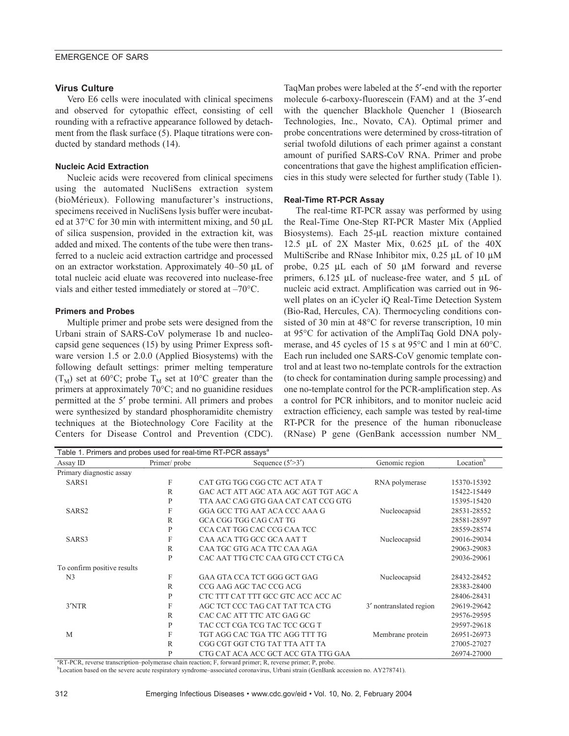### Virus Culture

Vero E6 cells were inoculated with clinical specimens and observed for cytopathic effect, consisting of cell rounding with a refractive appearance followed by detachment from the flask surface (5). Plaque titrations were conducted by standard methods (14).

#### Nucleic Acid Extraction

Nucleic acids were recovered from clinical specimens using the automated NucliSens extraction system (bioMérieux). Following manufacturer's instructions, specimens received in NucliSens lysis buffer were incubated at 37°C for 30 min with intermittent mixing, and 50 µL of silica suspension, provided in the extraction kit, was added and mixed. The contents of the tube were then transferred to a nucleic acid extraction cartridge and processed on an extractor workstation. Approximately 40–50 µL of total nucleic acid eluate was recovered into nuclease-free vials and either tested immediately or stored at –70°C.

#### Primers and Probes

Multiple primer and probe sets were designed from the Urbani strain of SARS-CoV polymerase 1b and nucleocapsid gene sequences (15) by using Primer Express software version 1.5 or 2.0.0 (Applied Biosystems) with the following default settings: primer melting temperature ($T_M$) set at 60°C; probe $T_M$ set at 10°C greater than the primers at approximately 70°C; and no guanidine residues permitted at the 5′ probe termini. All primers and probes were synthesized by standard phosphoramidite chemistry techniques at the Biotechnology Core Facility at the Centers for Disease Control and Prevention (CDC). TaqMan probes were labeled at the 5′-end with the reporter molecule 6-carboxy-fluorescein (FAM) and at the 3′-end with the quencher Blackhole Quencher 1 (Biosearch Technologies, Inc., Novato, CA). Optimal primer and probe concentrations were determined by cross-titration of serial twofold dilutions of each primer against a constant amount of purified SARS-CoV RNA. Primer and probe concentrations that gave the highest amplification efficiencies in this study were selected for further study (Table 1).

#### Real-Time RT-PCR Assay

The real-time RT-PCR assay was performed by using the Real-Time One-Step RT-PCR Master Mix (Applied Biosystems). Each 25-µL reaction mixture contained 12.5 µL of 2X Master Mix, 0.625 µL of the 40X MultiScribe and RNase Inhibitor mix, 0.25 µL of 10 µM probe, 0.25 µL each of 50 µM forward and reverse primers, 6.125 µL of nuclease-free water, and 5 µL of nucleic acid extract. Amplification was carried out in 96-well plates on an iCycler iQ Real-Time Detection System (Bio-Rad, Hercules, CA). Thermocycling conditions consisted of 30 min at 48°C for reverse transcription, 10 min at 95°C for activation of the AmpliTaq Gold DNA polymerase, and 45 cycles of 15 s at 95°C and 1 min at 60°C. Each run included one SARS-CoV genomic template control and at least two no-template controls for the extraction (to check for contamination during sample processing) and one no-template control for the PCR-amplification step. As a control for PCR inhibitors, and to monitor nucleic acid extraction efficiency, each sample was tested by real-time RT-PCR for the presence of the human ribonuclease (RNase) P gene (GenBank accesssion number NM_

Table 1. Primers and probes used for real-time RT-PCR assays[a]

| Assay ID | Primer/ probe | Sequence (5′>3′) | Genomic region | Location[b] |
|---|---|---|---|---|
| Primary diagnostic assay | | | | |
| SARS1 | F | CAT GTG TGG CGG CTC ACT ATA T | RNA polymerase | 15370-15392 |
| | R | GAC ACT ATT AGC ATA AGC AGT TGT AGC A | | 15422-15449 |
| | P | TTA AAC CAG GTG GAA CAT CAT CCG GTG | | 15395-15420 |
| SARS2 | F | GGA GCC TTG AAT ACA CCC AAA G | Nucleocapsid | 28531-28552 |
| | R | GCA CGG TGG CAG CAT TG | | 28581-28597 |
| | P | CCA CAT TGG CAC CCG CAA TCC | | 28559-28574 |
| SARS3 | F | CAA ACA TTG GCC GCA AAT T | Nucleocapsid | 29016-29034 |
| | R | CAA TGC GTG ACA TTC CAA AGA | | 29063-29083 |
| | P | CAC AAT TTG CTC CAA GTG CCT CTG CA | | 29036-29061 |
| To confirm positive results | | | | |
| N3 | F | GAA GTA CCA TCT GGG GCT GAG | Nucleocapsid | 28432-28452 |
| | R | CCG AAG AGC TAC CCG ACG | | 28383-28400 |
| | P | CTC TTT CAT TTT GCC GTC ACC ACC AC | | 28406-28431 |
| 3′NTR | F | AGC TCT CCC TAG CAT TAT TCA CTG | 3′ nontranslated region | 29619-29642 |
| | R | CAC CAC ATT TTC ATC GAG GC | | 29576-29595 |
| | P | TAC CCT CGA TCG TAC TCC GCG T | | 29597-29618 |
| M | F | TGT AGG CAC TGA TTC AGG TTT TG | Membrane protein | 26951-26973 |
| | R | CGG CGT GGT CTG TAT TTA ATT TA | | 27005-27027 |
| | P | CTG CAT ACA ACC GCT ACC GTA TTG GAA | | 26974-27000 |

[a]RT-PCR, reverse transcription–polymerase chain reaction; F, forward primer; R, reverse primer; P, probe.
[b]Location based on the severe acute respiratory syndrome–associated coronavirus, Urbani strain (GenBank accession no. AY278741).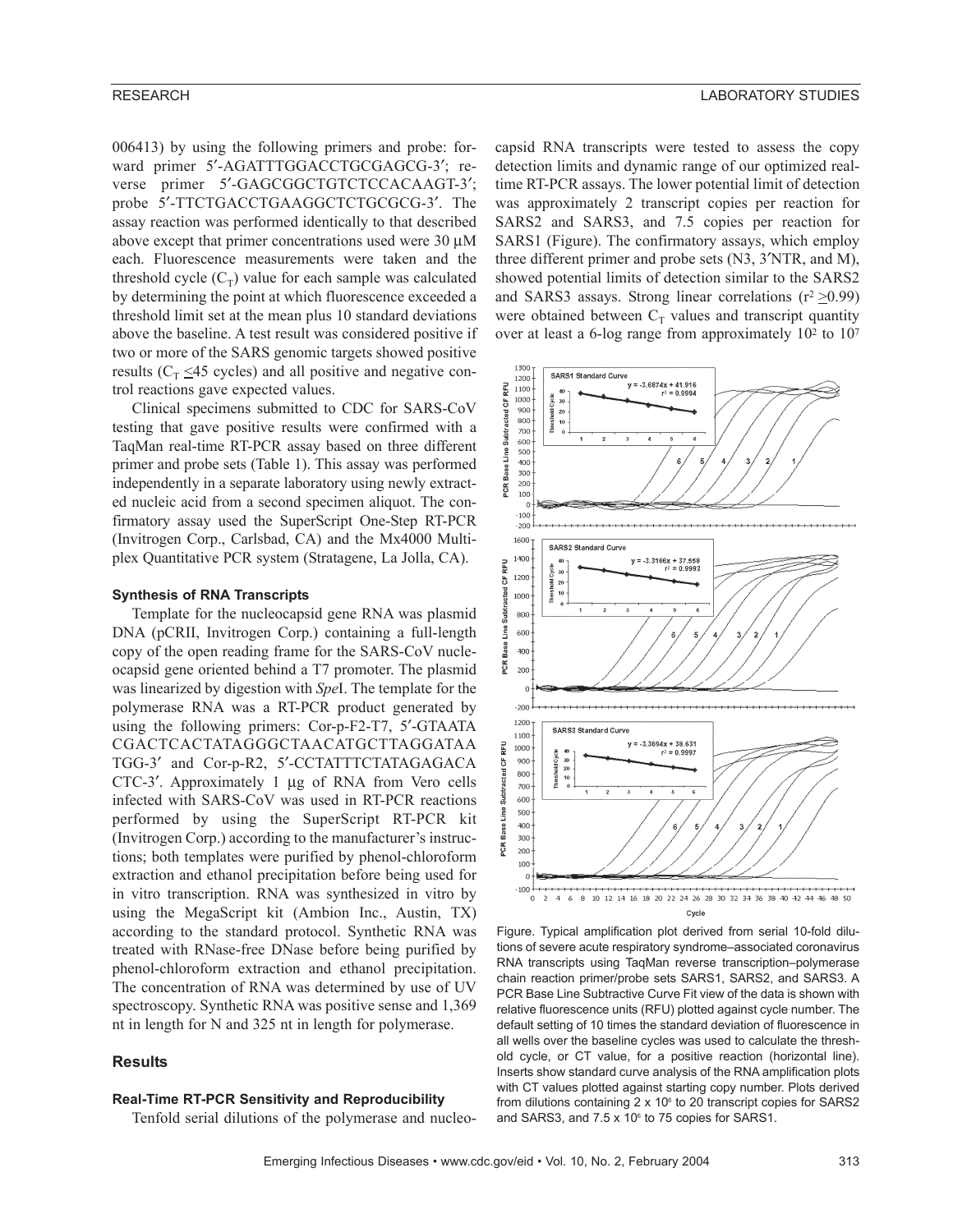006413) by using the following primers and probe: forward primer 5′-AGATTTGGACCTGCGAGCG-3′; reverse primer 5′-GAGCGGCTGTCTCCACAAGT-3′; probe 5′-TTCTGACCTGAAGGCTCTGCGCG-3′. The assay reaction was performed identically to that described above except that primer concentrations used were 30 μM each. Fluorescence measurements were taken and the threshold cycle ($C_T$) value for each sample was calculated by determining the point at which fluorescence exceeded a threshold limit set at the mean plus 10 standard deviations above the baseline. A test result was considered positive if two or more of the SARS genomic targets showed positive results ($C_T \leq 45$ cycles) and all positive and negative control reactions gave expected values.

Clinical specimens submitted to CDC for SARS-CoV testing that gave positive results were confirmed with a TaqMan real-time RT-PCR assay based on three different primer and probe sets (Table 1). This assay was performed independently in a separate laboratory using newly extracted nucleic acid from a second specimen aliquot. The confirmatory assay used the SuperScript One-Step RT-PCR (Invitrogen Corp., Carlsbad, CA) and the Mx4000 Multiplex Quantitative PCR system (Stratagene, La Jolla, CA).

#### Synthesis of RNA Transcripts

Template for the nucleocapsid gene RNA was plasmid DNA (pCRII, Invitrogen Corp.) containing a full-length copy of the open reading frame for the SARS-CoV nucleocapsid gene oriented behind a T7 promoter. The plasmid was linearized by digestion with *Spe*I. The template for the polymerase RNA was a RT-PCR product generated by using the following primers: Cor-p-F2-T7, 5′-GTAATACGACTCACTATAGGGCTAACATGCTTAGGATAATGG-3′ and Cor-p-R2, 5′-CCTATTTCTATAGAGACACTC-3′. Approximately 1 μg of RNA from Vero cells infected with SARS-CoV was used in RT-PCR reactions performed by using the SuperScript RT-PCR kit (Invitrogen Corp.) according to the manufacturer's instructions; both templates were purified by phenol-chloroform extraction and ethanol precipitation before being used for in vitro transcription. RNA was synthesized in vitro by using the MegaScript kit (Ambion Inc., Austin, TX) according to the standard protocol. Synthetic RNA was treated with RNase-free DNase before being purified by phenol-chloroform extraction and ethanol precipitation. The concentration of RNA was determined by use of UV spectroscopy. Synthetic RNA was positive sense and 1,369 nt in length for N and 325 nt in length for polymerase.

## Results

#### Real-Time RT-PCR Sensitivity and Reproducibility

Tenfold serial dilutions of the polymerase and nucleocapsid RNA transcripts were tested to assess the copy detection limits and dynamic range of our optimized real-time RT-PCR assays. The lower potential limit of detection was approximately 2 transcript copies per reaction for SARS2 and SARS3, and 7.5 copies per reaction for SARS1 (Figure). The confirmatory assays, which employ three different primer and probe sets (N3, 3′NTR, and M), showed potential limits of detection similar to the SARS2 and SARS3 assays. Strong linear correlations ($r^2 \geq 0.99$) were obtained between $C_T$ values and transcript quantity over at least a 6-log range from approximately $10^2$ to $10^7$

Figure. Typical amplification plot derived from serial 10-fold dilutions of severe acute respiratory syndrome–associated coronavirus RNA transcripts using TaqMan reverse transcription–polymerase chain reaction primer/probe sets SARS1, SARS2, and SARS3. A PCR Base Line Subtractive Curve Fit view of the data is shown with relative fluorescence units (RFU) plotted against cycle number. The default setting of 10 times the standard deviation of fluorescence in all wells over the baseline cycles was used to calculate the threshold cycle, or CT value, for a positive reaction (horizontal line). Inserts show standard curve analysis of the RNA amplification plots with CT values plotted against starting copy number. Plots derived from dilutions containing 2 x $10^6$ to 20 transcript copies for SARS2 and SARS3, and 7.5 x $10^6$ to 75 copies for SARS1.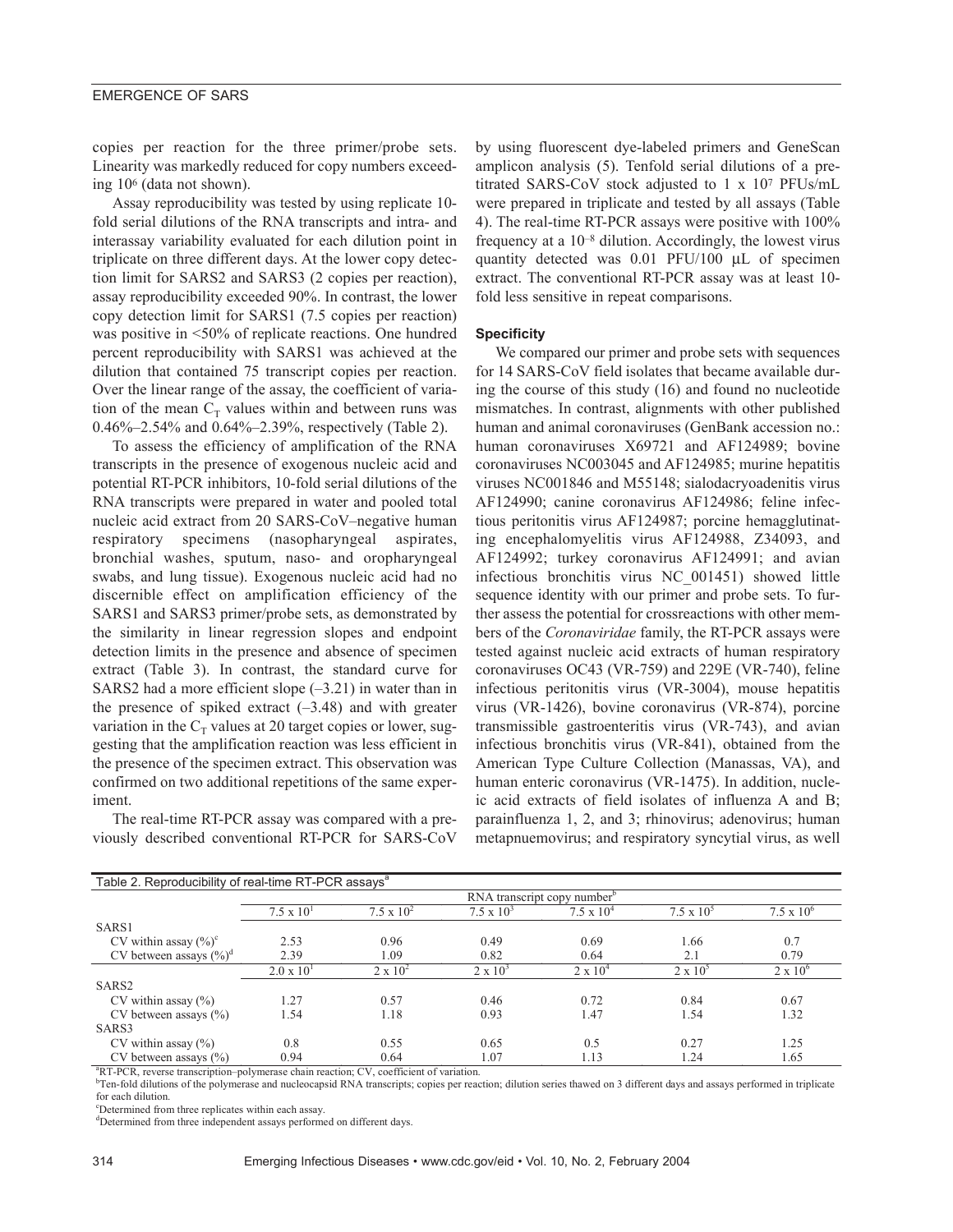copies per reaction for the three primer/probe sets. Linearity was markedly reduced for copy numbers exceeding $10^6$ (data not shown).

Assay reproducibility was tested by using replicate 10-fold serial dilutions of the RNA transcripts and intra- and interassay variability evaluated for each dilution point in triplicate on three different days. At the lower copy detection limit for SARS2 and SARS3 (2 copies per reaction), assay reproducibility exceeded 90%. In contrast, the lower copy detection limit for SARS1 (7.5 copies per reaction) was positive in <50% of replicate reactions. One hundred percent reproducibility with SARS1 was achieved at the dilution that contained 75 transcript copies per reaction. Over the linear range of the assay, the coefficient of variation of the mean $C_T$ values within and between runs was 0.46%–2.54% and 0.64%–2.39%, respectively (Table 2).

To assess the efficiency of amplification of the RNA transcripts in the presence of exogenous nucleic acid and potential RT-PCR inhibitors, 10-fold serial dilutions of the RNA transcripts were prepared in water and pooled total nucleic acid extract from 20 SARS-CoV–negative human respiratory specimens (nasopharyngeal aspirates, bronchial washes, sputum, naso- and oropharyngeal swabs, and lung tissue). Exogenous nucleic acid had no discernible effect on amplification efficiency of the SARS1 and SARS3 primer/probe sets, as demonstrated by the similarity in linear regression slopes and endpoint detection limits in the presence and absence of specimen extract (Table 3). In contrast, the standard curve for SARS2 had a more efficient slope (–3.21) in water than in the presence of spiked extract (–3.48) and with greater variation in the $C_T$ values at 20 target copies or lower, suggesting that the amplification reaction was less efficient in the presence of the specimen extract. This observation was confirmed on two additional repetitions of the same experiment.

The real-time RT-PCR assay was compared with a previously described conventional RT-PCR for SARS-CoV by using fluorescent dye-labeled primers and GeneScan amplicon analysis (5). Tenfold serial dilutions of a pretitrated SARS-CoV stock adjusted to 1 x $10^7$ PFUs/mL were prepared in triplicate and tested by all assays (Table 4). The real-time RT-PCR assays were positive with 100% frequency at a $10^{-8}$ dilution. Accordingly, the lowest virus quantity detected was 0.01 PFU/100 µL of specimen extract. The conventional RT-PCR assay was at least 10-fold less sensitive in repeat comparisons.

### Specificity

We compared our primer and probe sets with sequences for 14 SARS-CoV field isolates that became available during the course of this study (16) and found no nucleotide mismatches. In contrast, alignments with other published human and animal coronaviruses (GenBank accession no.: human coronaviruses X69721 and AF124989; bovine coronaviruses NC003045 and AF124985; murine hepatitis viruses NC001846 and M55148; sialodacryoadenitis virus AF124990; canine coronavirus AF124986; feline infectious peritonitis virus AF124987; porcine hemagglutinating encephalomyelitis virus AF124988, Z34093, and AF124992; turkey coronavirus AF124991; and avian infectious bronchitis virus NC_001451) showed little sequence identity with our primer and probe sets. To further assess the potential for crossreactions with other members of the *Coronaviridae* family, the RT-PCR assays were tested against nucleic acid extracts of human respiratory coronaviruses OC43 (VR-759) and 229E (VR-740), feline infectious peritonitis virus (VR-3004), mouse hepatitis virus (VR-1426), bovine coronavirus (VR-874), porcine transmissible gastroenteritis virus (VR-743), and avian infectious bronchitis virus (VR-841), obtained from the American Type Culture Collection (Manassas, VA), and human enteric coronavirus (VR-1475). In addition, nucleic acid extracts of field isolates of influenza A and B; parainfluenza 1, 2, and 3; rhinovirus; adenovirus; human metapnuemovirus; and respiratory syncytial virus, as well

Table 2. Reproducibility of real-time RT-PCR assays[a]

| | RNA transcript copy number[b] | | | | | |
|---|---|---|---|---|---|---|
| | $7.5 \times 10^1$ | $7.5 \times 10^2$ | $7.5 \times 10^3$ | $7.5 \times 10^4$ | $7.5 \times 10^5$ | $7.5 \times 10^6$ |
| SARS1 | | | | | | |
| CV within assay (%)[c] | 2.53 | 0.96 | 0.49 | 0.69 | 1.66 | 0.7 |
| CV between assays (%)[d] | 2.39 | 1.09 | 0.82 | 0.64 | 2.1 | 0.79 |
| | $2.0 \times 10^1$ | $2 \times 10^2$ | $2 \times 10^3$ | $2 \times 10^4$ | $2 \times 10^5$ | $2 \times 10^6$ |
| SARS2 | | | | | | |
| CV within assay (%) | 1.27 | 0.57 | 0.46 | 0.72 | 0.84 | 0.67 |
| CV between assays (%) | 1.54 | 1.18 | 0.93 | 1.47 | 1.54 | 1.32 |
| SARS3 | | | | | | |
| CV within assay (%) | 0.8 | 0.55 | 0.65 | 0.5 | 0.27 | 1.25 |
| CV between assays (%) | 0.94 | 0.64 | 1.07 | 1.13 | 1.24 | 1.65 |

[a]RT-PCR, reverse transcription–polymerase chain reaction; CV, coefficient of variation.
[b]Ten-fold dilutions of the polymerase and nucleocapsid RNA transcripts; copies per reaction; dilution series thawed on 3 different days and assays performed in triplicate for each dilution.
[c]Determined from three replicates within each assay.
[d]Determined from three independent assays performed on different days.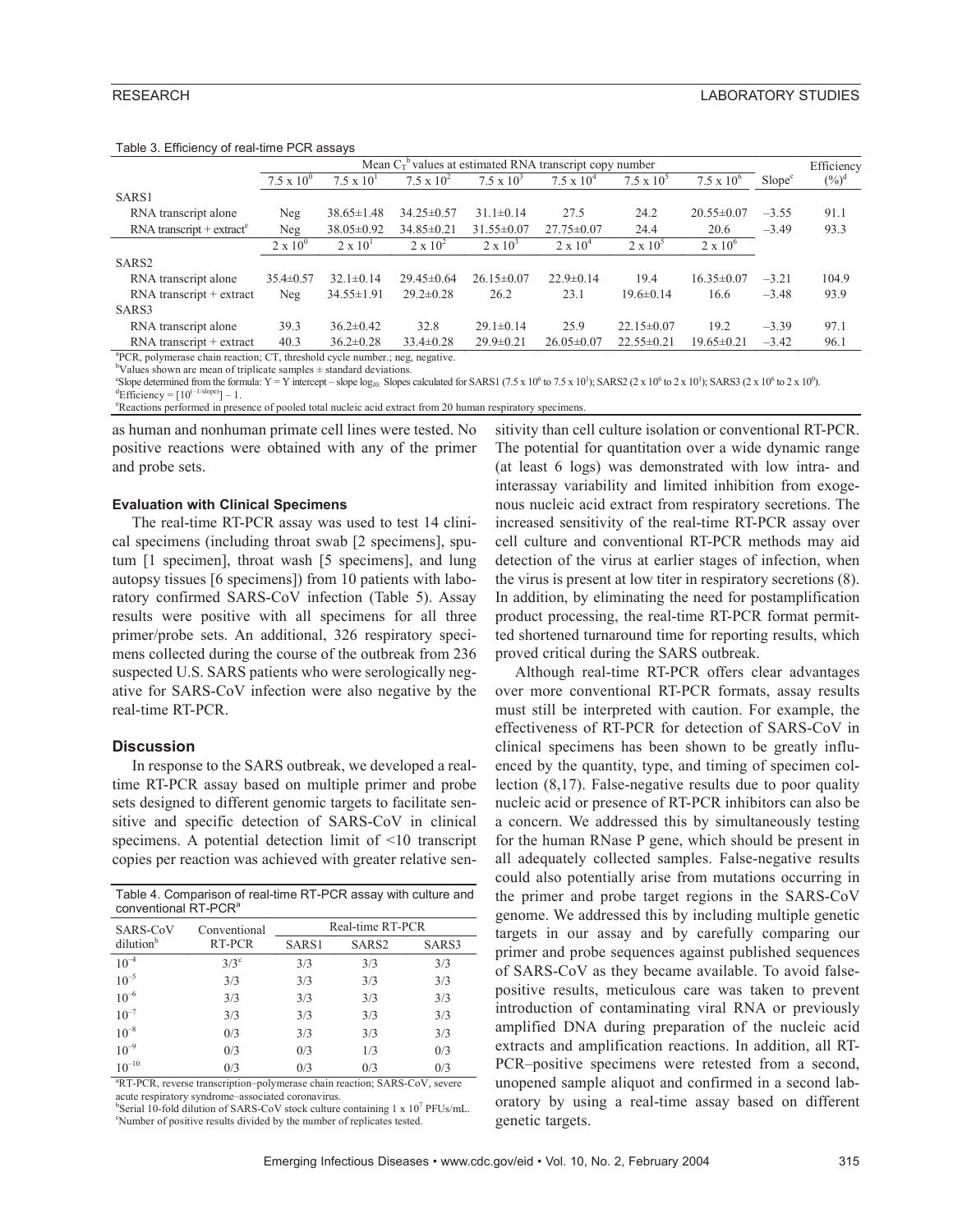Table 3. Efficiency of real-time PCR assays

| | Mean $C_T$[b] values at estimated RNA transcript copy number | | | | | | | Slope[c] | Efficiency (%)[d] |
|---|---|---|---|---|---|---|---|---|---|
| | $7.5 \times 10^0$ | $7.5 \times 10^1$ | $7.5 \times 10^2$ | $7.5 \times 10^3$ | $7.5 \times 10^4$ | $7.5 \times 10^5$ | $7.5 \times 10^6$ | | |
| SARS1 | | | | | | | | | |
| RNA transcript alone | Neg | 38.65±1.48 | 34.25±0.57 | 31.1±0.14 | 27.5 | 24.2 | 20.55±0.07 | –3.55 | 91.1 |
| RNA transcript + extract[e] | Neg | 38.05±0.92 | 34.85±0.21 | 31.55±0.07 | 27.75±0.07 | 24.4 | 20.6 | –3.49 | 93.3 |
| | $2 \times 10^0$ | $2 \times 10^1$ | $2 \times 10^2$ | $2 \times 10^3$ | $2 \times 10^4$ | $2 \times 10^5$ | $2 \times 10^6$ | | |
| SARS2 | | | | | | | | | |
| RNA transcript alone | 35.4±0.57 | 32.1±0.14 | 29.45±0.64 | 26.15±0.07 | 22.9±0.14 | 19.4 | 16.35±0.07 | –3.21 | 104.9 |
| RNA transcript + extract | Neg | 34.55±1.91 | 29.2±0.28 | 26.2 | 23.1 | 19.6±0.14 | 16.6 | –3.48 | 93.9 |
| SARS3 | | | | | | | | | |
| RNA transcript alone | 39.3 | 36.2±0.42 | 32.8 | 29.1±0.14 | 25.9 | 22.15±0.07 | 19.2 | –3.39 | 97.1 |
| RNA transcript + extract | 40.3 | 36.2±0.28 | 33.4±0.28 | 29.9±0.21 | 26.05±0.07 | 22.55±0.21 | 19.65±0.21 | –3.42 | 96.1 |

[a]PCR, polymerase chain reaction; CT, threshold cycle number.; neg, negative.
[b]Values shown are mean of triplicate samples ± standard deviations.
[c]Slope determined from the formula: Y = Y intercept – slope $\log_{10}$. Slopes calculated for SARS1 ($7.5 \times 10^6$ to $7.5 \times 10^1$); SARS2 ($2 \times 10^6$ to $2 \times 10^1$); SARS3 ($2 \times 10^6$ to $2 \times 10^0$).
[d]Efficiency = $[10^{(-1/\text{slope})}] - 1$.
[e]Reactions performed in presence of pooled total nucleic acid extract from 20 human respiratory specimens.

as human and nonhuman primate cell lines were tested. No positive reactions were obtained with any of the primer and probe sets.

#### Evaluation with Clinical Specimens

The real-time RT-PCR assay was used to test 14 clinical specimens (including throat swab [2 specimens], sputum [1 specimen], throat wash [5 specimens], and lung autopsy tissues [6 specimens]) from 10 patients with laboratory confirmed SARS-CoV infection (Table 5). Assay results were positive with all specimens for all three primer/probe sets. An additional, 326 respiratory specimens collected during the course of the outbreak from 236 suspected U.S. SARS patients who were serologically negative for SARS-CoV infection were also negative by the real-time RT-PCR.

### Discussion

In response to the SARS outbreak, we developed a real-time RT-PCR assay based on multiple primer and probe sets designed to different genomic targets to facilitate sensitive and specific detection of SARS-CoV in clinical specimens. A potential detection limit of <10 transcript copies per reaction was achieved with greater relative sensitivity than cell culture isolation or conventional RT-PCR. The potential for quantitation over a wide dynamic range (at least 6 logs) was demonstrated with low intra- and interassay variability and limited inhibition from exogenous nucleic acid extract from respiratory secretions. The increased sensitivity of the real-time RT-PCR assay over cell culture and conventional RT-PCR methods may aid detection of the virus at earlier stages of infection, when the virus is present at low titer in respiratory secretions (8). In addition, by eliminating the need for postamplification product processing, the real-time RT-PCR format permitted shortened turnaround time for reporting results, which proved critical during the SARS outbreak.

Although real-time RT-PCR offers clear advantages over more conventional RT-PCR formats, assay results must still be interpreted with caution. For example, the effectiveness of RT-PCR for detection of SARS-CoV in clinical specimens has been shown to be greatly influenced by the quantity, type, and timing of specimen collection (8,17). False-negative results due to poor quality nucleic acid or presence of RT-PCR inhibitors can also be a concern. We addressed this by simultaneously testing for the human RNase P gene, which should be present in all adequately collected samples. False-negative results could also potentially arise from mutations occurring in the primer and probe target regions in the SARS-CoV genome. We addressed this by including multiple genetic targets in our assay and by carefully comparing our primer and probe sequences against published sequences of SARS-CoV as they became available. To avoid false-positive results, meticulous care was taken to prevent introduction of contaminating viral RNA or previously amplified DNA during preparation of the nucleic acid extracts and amplification reactions. In addition, all RT-PCR–positive specimens were retested from a second, unopened sample aliquot and confirmed in a second laboratory by using a real-time assay based on different genetic targets.

Table 4. Comparison of real-time RT-PCR assay with culture and conventional RT-PCR[a]

| SARS-CoV dilution[b] | Conventional RT-PCR | Real-time RT-PCR | | |
|---|---|---|---|---|
| | | SARS1 | SARS2 | SARS3 |
| $10^{-4}$ | 3/3[c] | 3/3 | 3/3 | 3/3 |
| $10^{-5}$ | 3/3 | 3/3 | 3/3 | 3/3 |
| $10^{-6}$ | 3/3 | 3/3 | 3/3 | 3/3 |
| $10^{-7}$ | 3/3 | 3/3 | 3/3 | 3/3 |
| $10^{-8}$ | 0/3 | 3/3 | 3/3 | 3/3 |
| $10^{-9}$ | 0/3 | 0/3 | 1/3 | 0/3 |
| $10^{-10}$ | 0/3 | 0/3 | 0/3 | 0/3 |

[a]RT-PCR, reverse transcription–polymerase chain reaction; SARS-CoV, severe acute respiratory syndrome–associated coronavirus.
[b]Serial 10-fold dilution of SARS-CoV stock culture containing $1 \times 10^7$ PFUs/mL.
[c]Number of positive results divided by the number of replicates tested.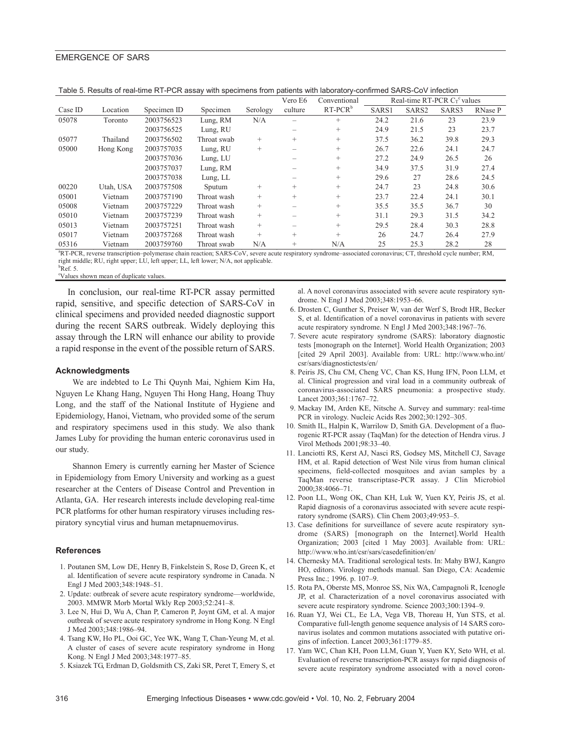Table 5. Results of real-time RT-PCR assay with specimens from patients with laboratory-confirmed SARS-CoV infection[a]

| Case ID | Location | Specimen ID | Specimen | Serology | Vero E6 culture | Conventional RT-PCR[b] | Real-time RT-PCR $C_T$[c] values | | | |
|---|---|---|---|---|---|---|---|---|---|---|
| | | | | | | | SARS1 | SARS2 | SARS3 | RNase P |
| 05078 | Toronto | 2003756523 | Lung, RM | N/A | – | + | 24.2 | 21.6 | 23 | 23.9 |
| | | 2003756525 | Lung, RU | | – | + | 24.9 | 21.5 | 23 | 23.7 |
| 05077 | Thailand | 2003756502 | Throat swab | + | + | + | 37.5 | 36.2 | 39.8 | 29.3 |
| 05000 | Hong Kong | 2003757035 | Lung, RU | + | – | + | 26.7 | 22.6 | 24.1 | 24.7 |
| | | 2003757036 | Lung, LU | | – | + | 27.2 | 24.9 | 26.5 | 26 |
| | | 2003757037 | Lung, RM | | – | + | 34.9 | 37.5 | 31.9 | 27.4 |
| | | 2003757038 | Lung, LL | | – | + | 29.6 | 27 | 28.6 | 24.5 |
| 00220 | Utah, USA | 2003757508 | Sputum | + | + | + | 24.7 | 23 | 24.8 | 30.6 |
| 05001 | Vietnam | 2003757190 | Throat wash | + | + | + | 23.7 | 22.4 | 24.1 | 30.1 |
| 05008 | Vietnam | 2003757229 | Throat wash | + | – | + | 35.5 | 35.5 | 36.7 | 30 |
| 05010 | Vietnam | 2003757239 | Throat wash | + | – | + | 31.1 | 29.3 | 31.5 | 34.2 |
| 05013 | Vietnam | 2003757251 | Throat wash | + | – | + | 29.5 | 28.4 | 30.3 | 28.8 |
| 05017 | Vietnam | 2003757268 | Throat wash | + | + | + | 26 | 24.7 | 26.4 | 27.9 |
| 05316 | Vietnam | 2003759760 | Throat swab | N/A | + | N/A | 25 | 25.3 | 28.2 | 28 |

[a]RT-PCR, reverse transcription–polymerase chain reaction; SARS-CoV, severe acute respiratory syndrome–associated coronavirus; CT, threshold cycle number; RM, right middle; RU, right upper; LU, left upper; LL, left lower; N/A, not applicable.
[b]Ref. 5.
[c]Values shown mean of duplicate values.

In conclusion, our real-time RT-PCR assay permitted rapid, sensitive, and specific detection of SARS-CoV in clinical specimens and provided needed diagnostic support during the recent SARS outbreak. Widely deploying this assay through the LRN will enhance our ability to provide a rapid response in the event of the possible return of SARS.

### Acknowledgments

We are indebted to Le Thi Quynh Mai, Nghiem Kim Ha, Nguyen Le Khang Hang, Nguyen Thi Hong Hang, Hoang Thuy Long, and the staff of the National Institute of Hygiene and Epidemiology, Hanoi, Vietnam, who provided some of the serum and respiratory specimens used in this study. We also thank James Luby for providing the human enteric coronavirus used in our study.

Shannon Emery is currently earning her Master of Science in Epidemiology from Emory University and working as a guest researcher at the Centers of Disease Control and Prevention in Atlanta, GA. Her research interests include developing real-time PCR platforms for other human respiratory viruses including respiratory syncytial virus and human metapnuemovirus.

### References

1. Poutanen SM, Low DE, Henry B, Finkelstein S, Rose D, Green K, et al. Identification of severe acute respiratory syndrome in Canada. N Engl J Med 2003;348:1948–51.
2. Update: outbreak of severe acute respiratory syndrome—worldwide, 2003. MMWR Morb Mortal Wkly Rep 2003;52:241–8.
3. Lee N, Hui D, Wu A, Chan P, Cameron P, Joynt GM, et al. A major outbreak of severe acute respiratory syndrome in Hong Kong. N Engl J Med 2003;348:1986–94.
4. Tsang KW, Ho PL, Ooi GC, Yee WK, Wang T, Chan-Yeung M, et al. A cluster of cases of severe acute respiratory syndrome in Hong Kong. N Engl J Med 2003;348:1977–85.
5. Ksiazek TG, Erdman D, Goldsmith CS, Zaki SR, Peret T, Emery S, et al. A novel coronavirus associated with severe acute respiratory syndrome. N Engl J Med 2003;348:1953–66.
6. Drosten C, Gunther S, Preiser W, van der Werf S, Brodt HR, Becker S, et al. Identification of a novel coronavirus in patients with severe acute respiratory syndrome. N Engl J Med 2003;348:1967–76.
7. Severe acute respiratory syndrome (SARS): laboratory diagnostic tests [monograph on the Internet]. World Health Organization; 2003 [cited 29 April 2003]. Available from: URL: http://www.who.int/csr/sars/diagnostictests/en/
8. Peiris JS, Chu CM, Cheng VC, Chan KS, Hung IFN, Poon LLM, et al. Clinical progression and viral load in a community outbreak of coronavirus-associated SARS pneumonia: a prospective study. Lancet 2003;361:1767–72.
9. Mackay IM, Arden KE, Nitsche A. Survey and summary: real-time PCR in virology. Nucleic Acids Res 2002;30:1292–305.
10. Smith IL, Halpin K, Warrilow D, Smith GA. Development of a fluorogenic RT-PCR assay (TaqMan) for the detection of Hendra virus. J Virol Methods 2001;98:33–40.
11. Lanciotti RS, Kerst AJ, Nasci RS, Godsey MS, Mitchell CJ, Savage HM, et al. Rapid detection of West Nile virus from human clinical specimens, field-collected mosquitoes and avian samples by a TaqMan reverse transcriptase-PCR assay. J Clin Microbiol 2000;38:4066–71.
12. Poon LL, Wong OK, Chan KH, Luk W, Yuen KY, Peiris JS, et al. Rapid diagnosis of a coronavirus associated with severe acute respiratory syndrome (SARS). Clin Chem 2003;49:953–5.
13. Case definitions for surveillance of severe acute respiratory syndrome (SARS) [monograph on the Internet].World Health Organization; 2003 [cited 1 May 2003]. Available from: URL: http://www.who.int/csr/sars/casedefinition/en/
14. Chernesky MA. Traditional serological tests. In: Mahy BWJ, Kangro HO, editors. Virology methods manual. San Diego, CA: Academic Press Inc.; 1996. p. 107–9.
15. Rota PA, Oberste MS, Monroe SS, Nix WA, Campagnoli R, Icenogle JP, et al. Characterization of a novel coronavirus associated with severe acute respiratory syndrome. Science 2003;300:1394–9.
16. Ruan YJ, Wei CL, Ee LA, Vega VB, Thoreau H, Yun STS, et al. Comparative full-length genome sequence analysis of 14 SARS coronavirus isolates and common mutations associated with putative origins of infection. Lancet 2003;361:1779–85.
17. Yam WC, Chan KH, Poon LLM, Guan Y, Yuen KY, Seto WH, et al. Evaluation of reverse transcription-PCR assays for rapid diagnosis of severe acute respiratory syndrome associated with a novel coron-